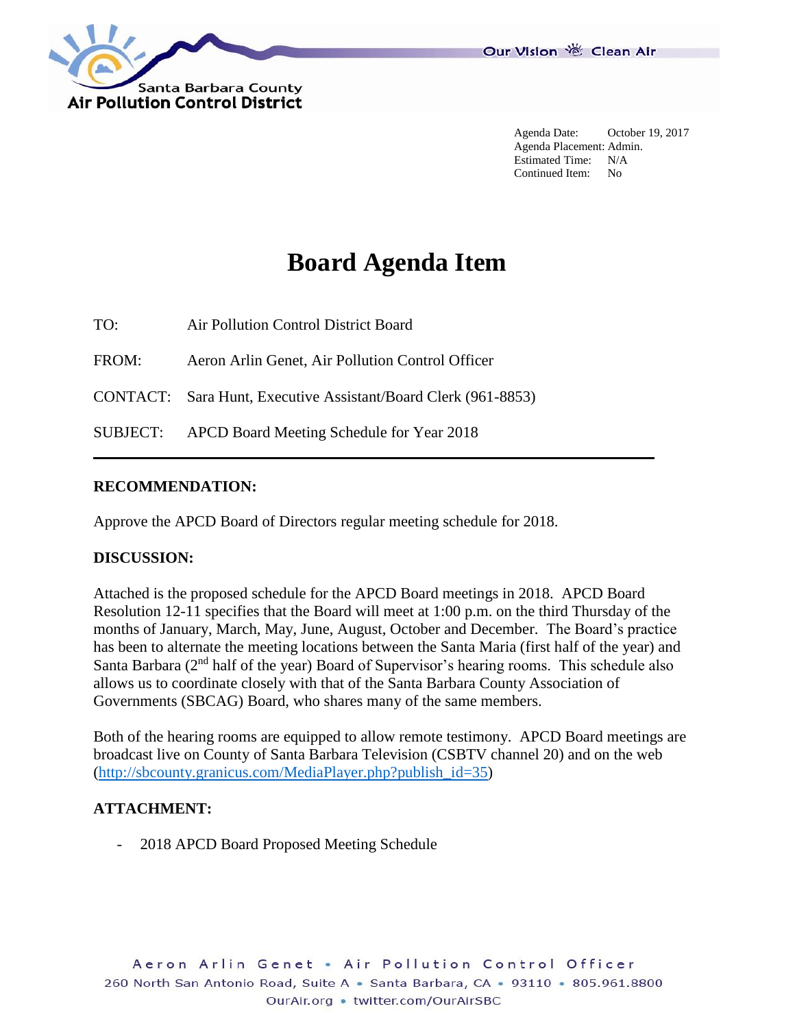Santa Barbara County
Air Pollution Control District

Our Vision Clean Air

Agenda Date: October 19, 2017
Agenda Placement: Admin.
Estimated Time: N/A
Continued Item: No

# Board Agenda Item

| | |
|---|---|
| TO: | Air Pollution Control District Board |
| FROM: | Aeron Arlin Genet, Air Pollution Control Officer |
| CONTACT: | Sara Hunt, Executive Assistant/Board Clerk (961-8853) |
| SUBJECT: | APCD Board Meeting Schedule for Year 2018 |

## RECOMMENDATION:

Approve the APCD Board of Directors regular meeting schedule for 2018.

## DISCUSSION:

Attached is the proposed schedule for the APCD Board meetings in 2018. APCD Board Resolution 12-11 specifies that the Board will meet at 1:00 p.m. on the third Thursday of the months of January, March, May, June, August, October and December. The Board's practice has been to alternate the meeting locations between the Santa Maria (first half of the year) and Santa Barbara (2nd half of the year) Board of Supervisor's hearing rooms. This schedule also allows us to coordinate closely with that of the Santa Barbara County Association of Governments (SBCAG) Board, who shares many of the same members.

Both of the hearing rooms are equipped to allow remote testimony. APCD Board meetings are broadcast live on County of Santa Barbara Television (CSBTV channel 20) and on the web (http://sbcounty.granicus.com/MediaPlayer.php?publish_id=35)

## ATTACHMENT:

- 2018 APCD Board Proposed Meeting Schedule

Aeron Arlin Genet • Air Pollution Control Officer
260 North San Antonio Road, Suite A • Santa Barbara, CA • 93110 • 805.961.8800
OurAir.org • twitter.com/OurAirSBC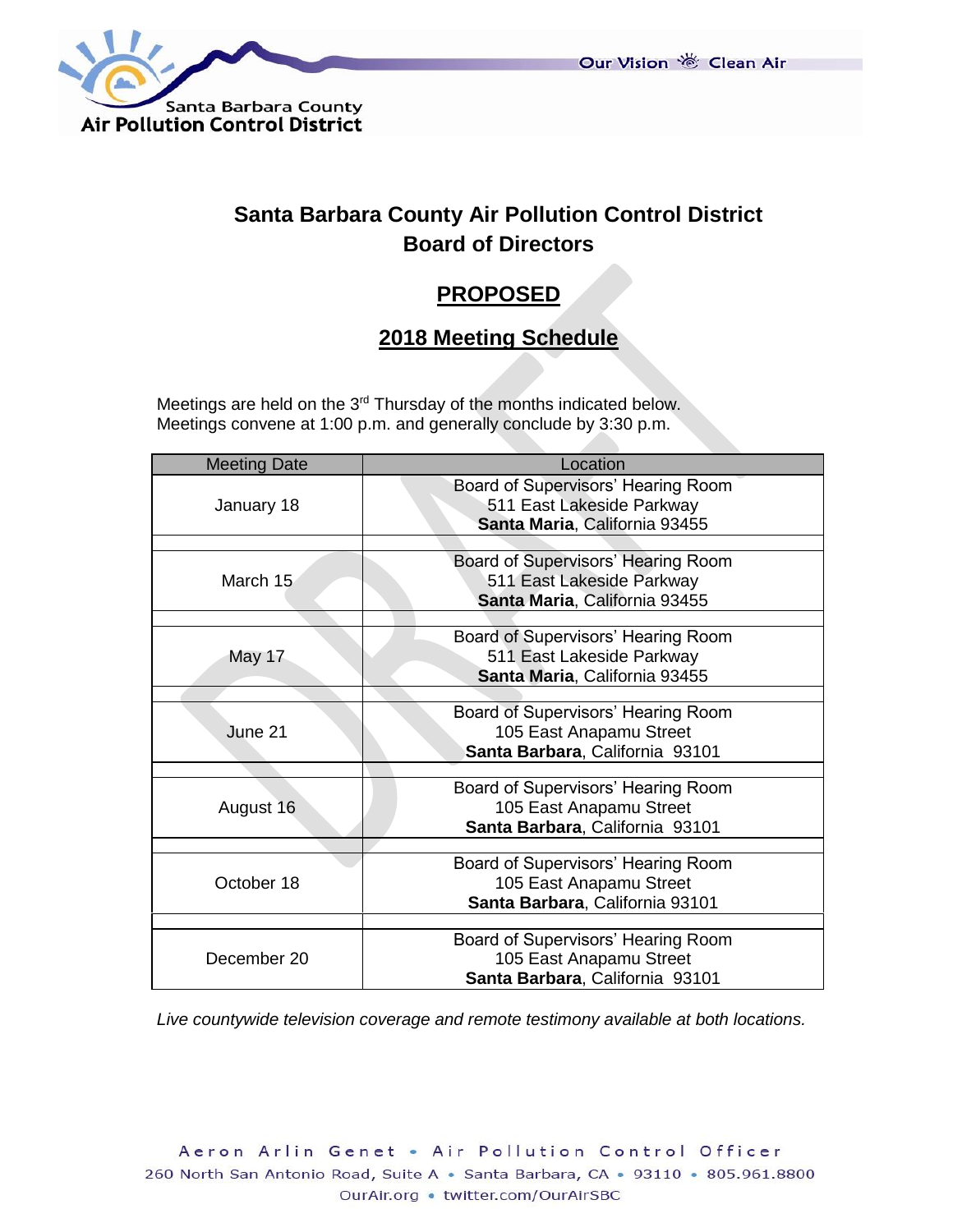Santa Barbara County
Air Pollution Control District

Our Vision Clean Air

# Santa Barbara County Air Pollution Control District Board of Directors

## PROPOSED

## 2018 Meeting Schedule

Meetings are held on the 3rd Thursday of the months indicated below.
Meetings convene at 1:00 p.m. and generally conclude by 3:30 p.m.

| Meeting Date | Location |
|---|---|
| January 18 | Board of Supervisors' Hearing Room<br>511 East Lakeside Parkway<br>**Santa Maria**, California 93455 |
| March 15 | Board of Supervisors' Hearing Room<br>511 East Lakeside Parkway<br>**Santa Maria**, California 93455 |
| May 17 | Board of Supervisors' Hearing Room<br>511 East Lakeside Parkway<br>**Santa Maria**, California 93455 |
| June 21 | Board of Supervisors' Hearing Room<br>105 East Anapamu Street<br>**Santa Barbara**, California 93101 |
| August 16 | Board of Supervisors' Hearing Room<br>105 East Anapamu Street<br>**Santa Barbara**, California 93101 |
| October 18 | Board of Supervisors' Hearing Room<br>105 East Anapamu Street<br>**Santa Barbara**, California 93101 |
| December 20 | Board of Supervisors' Hearing Room<br>105 East Anapamu Street<br>**Santa Barbara**, California 93101 |

*Live countywide television coverage and remote testimony available at both locations.*

Aeron Arlin Genet • Air Pollution Control Officer
260 North San Antonio Road, Suite A • Santa Barbara, CA • 93110 • 805.961.8800
OurAir.org • twitter.com/OurAirSBC